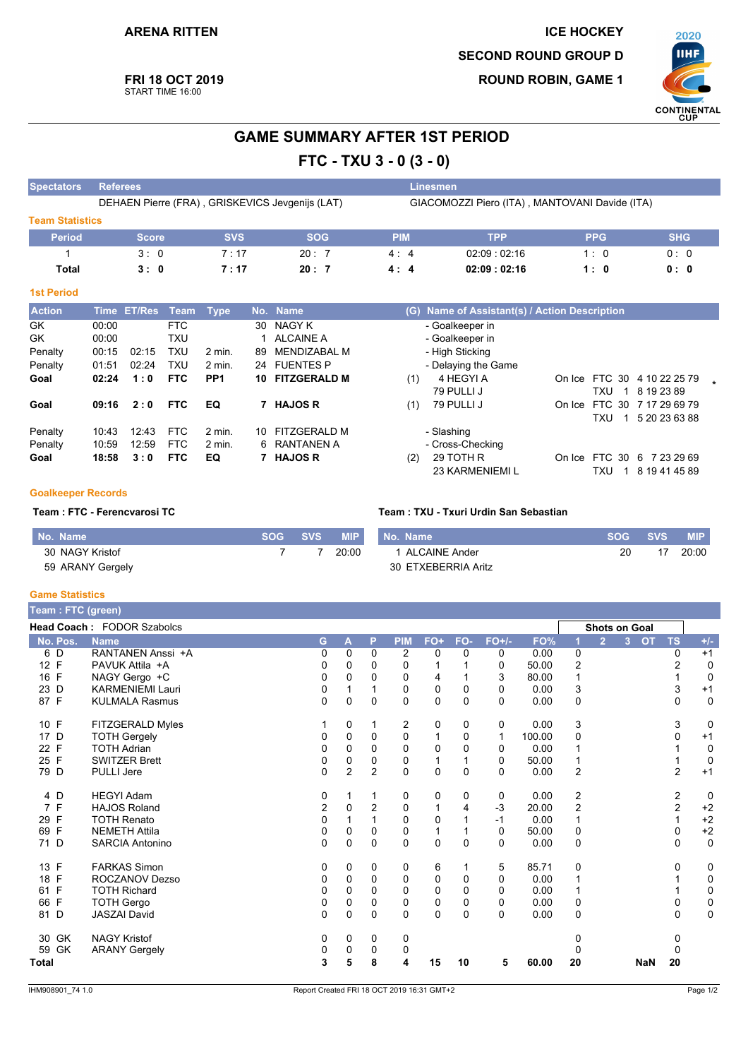ARENA RITTEN

**FRI 18 OCT 2019**
START TIME 16:00

ICE HOCKEY
SECOND ROUND GROUP D
ROUND ROBIN, GAME 1

2020 IIHF CONTINENTAL CUP

# GAME SUMMARY AFTER 1ST PERIOD

## FTC - TXU 3 - 0 (3 - 0)

| Spectators | Referees | Linesmen |
|---|---|---|
| | DEHAEN Pierre (FRA) , GRISKEVICS Jevgenijs (LAT) | GIACOMOZZI Piero (ITA) , MANTOVANI Davide (ITA) |

### Team Statistics

| Period | Score | SVS | SOG | PIM | TPP | PPG | SHG |
|---|---|---|---|---|---|---|---|
| 1 | 3 : 0 | 7 : 17 | 20 : 7 | 4 : 4 | 02:09 : 02:16 | 1 : 0 | 0 : 0 |
| **Total** | **3 : 0** | **7 : 17** | **20 : 7** | **4 : 4** | **02:09 : 02:16** | **1 : 0** | **0 : 0** |

### 1st Period

| Action | Time | ET/Res | Team | Type | No. | Name | (G) | Name of Assistant(s) / Action Description | On Ice |
|---|---|---|---|---|---|---|---|---|---|
| GK | 00:00 | | FTC | | 30 | NAGY K | | - Goalkeeper in | |
| GK | 00:00 | | TXU | | 1 | ALCAINE A | | - Goalkeeper in | |
| Penalty | 00:15 | 02:15 | TXU | 2 min. | 89 | MENDIZABAL M | | - High Sticking | |
| Penalty | 01:51 | 02:24 | TXU | 2 min. | 24 | FUENTES P | | - Delaying the Game | |
| **Goal** | **02:24** | **1 : 0** | **FTC** | **PP1** | **10** | **FITZGERALD M** | (1) | 4 HEGYI A<br>79 PULLI J | FTC 30 4 10 22 25 79 *<br>TXU 1 8 19 23 89 |
| **Goal** | **09:16** | **2 : 0** | **FTC** | **EQ** | **7** | **HAJOS R** | (1) | 79 PULLI J | FTC 30 7 17 29 69 79<br>TXU 1 5 20 23 63 88 |
| Penalty | 10:43 | 12:43 | FTC | 2 min. | 10 | FITZGERALD M | | - Slashing | |
| Penalty | 10:59 | 12:59 | FTC | 2 min. | 6 | RANTANEN A | | - Cross-Checking | |
| **Goal** | **18:58** | **3 : 0** | **FTC** | **EQ** | **7** | **HAJOS R** | (2) | 29 TOTH R<br>23 KARMENIEMI L | FTC 30 6 7 23 29 69<br>TXU 1 8 19 41 45 89 |

### Goalkeeper Records

**Team : FTC - Ferencvarosi TC**

| No. | Name | SOG | SVS | MIP |
|---|---|---|---|---|
| 30 | NAGY Kristof | 7 | 7 | 20:00 |
| 59 | ARANY Gergely | | | |

**Team : TXU - Txuri Urdin San Sebastian**

| No. | Name | SOG | SVS | MIP |
|---|---|---|---|---|
| 1 | ALCAINE Ander | 20 | 17 | 20:00 |
| 30 | ETXEBERRIA Aritz | | | |

### Game Statistics

**Team : FTC (green)**

**Head Coach :** FODOR Szabolcs

| No. | Pos. | Name | G | A | P | PIM | FO+ | FO- | FO+/- | FO% | 1 | 2 | 3 | OT | TS | +/- |
|---|---|---|---|---|---|---|---|---|---|---|---|---|---|---|---|---|
| 6 | D | RANTANEN Anssi +A | 0 | 0 | 0 | 2 | 0 | 0 | 0 | 0.00 | 0 | | | | 0 | +1 |
| 12 | F | PAVUK Attila +A | 0 | 0 | 0 | 0 | 1 | 1 | 0 | 50.00 | 2 | | | | 2 | 0 |
| 16 | F | NAGY Gergo +C | 0 | 0 | 0 | 0 | 4 | 1 | 3 | 80.00 | 1 | | | | 1 | 0 |
| 23 | D | KARMENIEMI Lauri | 0 | 1 | 1 | 0 | 0 | 0 | 0 | 0.00 | 3 | | | | 3 | +1 |
| 87 | F | KULMALA Rasmus | 0 | 0 | 0 | 0 | 0 | 0 | 0 | 0.00 | 0 | | | | 0 | 0 |
| 10 | F | FITZGERALD Myles | 1 | 0 | 1 | 2 | 0 | 0 | 0 | 0.00 | 3 | | | | 3 | 0 |
| 17 | D | TOTH Gergely | 0 | 0 | 0 | 0 | 1 | 0 | 1 | 100.00 | 0 | | | | 0 | +1 |
| 22 | F | TOTH Adrian | 0 | 0 | 0 | 0 | 0 | 0 | 0 | 0.00 | 1 | | | | 1 | 0 |
| 25 | F | SWITZER Brett | 0 | 0 | 0 | 0 | 1 | 1 | 0 | 50.00 | 1 | | | | 1 | 0 |
| 79 | D | PULLI Jere | 0 | 2 | 2 | 0 | 0 | 0 | 0 | 0.00 | 2 | | | | 2 | +1 |
| 4 | D | HEGYI Adam | 0 | 1 | 1 | 0 | 0 | 0 | 0 | 0.00 | 2 | | | | 2 | 0 |
| 7 | F | HAJOS Roland | 2 | 0 | 2 | 0 | 1 | 4 | -3 | 20.00 | 2 | | | | 2 | +2 |
| 29 | F | TOTH Renato | 0 | 1 | 1 | 0 | 0 | 1 | -1 | 0.00 | 1 | | | | 1 | +2 |
| 69 | F | NEMETH Attila | 0 | 0 | 0 | 0 | 1 | 1 | 0 | 50.00 | 0 | | | | 0 | +2 |
| 71 | D | SARCIA Antonino | 0 | 0 | 0 | 0 | 0 | 0 | 0 | 0.00 | 0 | | | | 0 | 0 |
| 13 | F | FARKAS Simon | 0 | 0 | 0 | 0 | 6 | 1 | 5 | 85.71 | 0 | | | | 0 | 0 |
| 18 | F | ROCZANOV Dezso | 0 | 0 | 0 | 0 | 0 | 0 | 0 | 0.00 | 1 | | | | 1 | 0 |
| 61 | F | TOTH Richard | 0 | 0 | 0 | 0 | 0 | 0 | 0 | 0.00 | 1 | | | | 1 | 0 |
| 66 | F | TOTH Gergo | 0 | 0 | 0 | 0 | 0 | 0 | 0 | 0.00 | 0 | | | | 0 | 0 |
| 81 | D | JASZAI David | 0 | 0 | 0 | 0 | 0 | 0 | 0 | 0.00 | 0 | | | | 0 | 0 |
| 30 | GK | NAGY Kristof | 0 | 0 | 0 | 0 | | | | | 0 | | | | 0 | |
| 59 | GK | ARANY Gergely | 0 | 0 | 0 | 0 | | | | | 0 | | | | 0 | |
| **Total** | | | **3** | **5** | **8** | **4** | **15** | **10** | **5** | **60.00** | **20** | | | **NaN** | **20** | |

IHM908901_74 1.0 — Report Created FRI 18 OCT 2019 16:31 GMT+2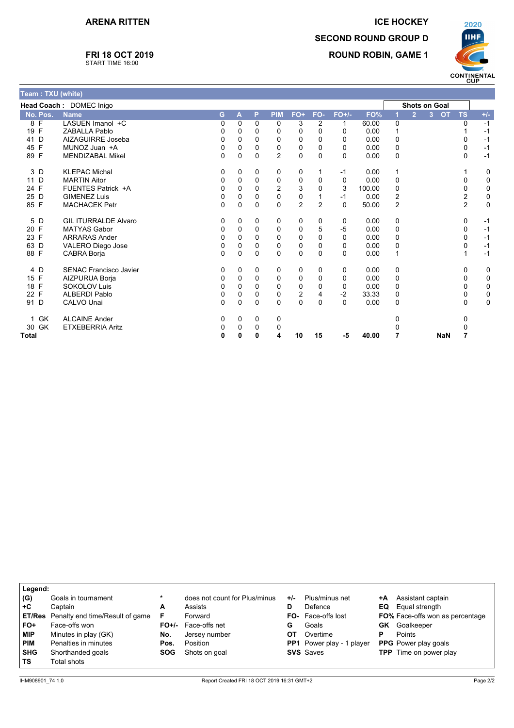**ARENA RITTEN**

**FRI 18 OCT 2019**
START TIME 16:00

**ICE HOCKEY**
**SECOND ROUND GROUP D**
**ROUND ROBIN, GAME 1**

2020 IIHF CONTINENTAL CUP

**Team : TXU (white)**

**Head Coach :** DOMEC Inigo

| No. | Pos. | Name | G | A | P | PIM | FO+ | FO- | FO+/- | FO% | Shots on Goal 1 | 2 | 3 | OT | TS | +/- |
|---|---|---|---|---|---|---|---|---|---|---|---|---|---|---|---|---|
| 8 | F | LASUEN Imanol +C | 0 | 0 | 0 | 0 | 3 | 2 | 1 | 60.00 | 0 | | | | 0 | -1 |
| 19 | F | ZABALLA Pablo | 0 | 0 | 0 | 0 | 0 | 0 | 0 | 0.00 | 1 | | | | 1 | -1 |
| 41 | D | AIZAGUIRRE Joseba | 0 | 0 | 0 | 0 | 0 | 0 | 0 | 0.00 | 0 | | | | 0 | -1 |
| 45 | F | MUNOZ Juan +A | 0 | 0 | 0 | 0 | 0 | 0 | 0 | 0.00 | 0 | | | | 0 | -1 |
| 89 | F | MENDIZABAL Mikel | 0 | 0 | 0 | 2 | 0 | 0 | 0 | 0.00 | 0 | | | | 0 | -1 |
| 3 | D | KLEPAC Michal | 0 | 0 | 0 | 0 | 0 | 1 | -1 | 0.00 | 1 | | | | 1 | 0 |
| 11 | D | MARTIN Aitor | 0 | 0 | 0 | 0 | 0 | 0 | 0 | 0.00 | 0 | | | | 0 | 0 |
| 24 | F | FUENTES Patrick +A | 0 | 0 | 0 | 2 | 3 | 0 | 3 | 100.00 | 0 | | | | 0 | 0 |
| 25 | D | GIMENEZ Luis | 0 | 0 | 0 | 0 | 0 | 1 | -1 | 0.00 | 2 | | | | 2 | 0 |
| 85 | F | MACHACEK Petr | 0 | 0 | 0 | 0 | 2 | 2 | 0 | 50.00 | 2 | | | | 2 | 0 |
| 5 | D | GIL ITURRALDE Alvaro | 0 | 0 | 0 | 0 | 0 | 0 | 0 | 0.00 | 0 | | | | 0 | -1 |
| 20 | F | MATYAS Gabor | 0 | 0 | 0 | 0 | 0 | 5 | -5 | 0.00 | 0 | | | | 0 | -1 |
| 23 | F | ARRARAS Ander | 0 | 0 | 0 | 0 | 0 | 0 | 0 | 0.00 | 0 | | | | 0 | -1 |
| 63 | D | VALERO Diego Jose | 0 | 0 | 0 | 0 | 0 | 0 | 0 | 0.00 | 0 | | | | 0 | -1 |
| 88 | F | CABRA Borja | 0 | 0 | 0 | 0 | 0 | 0 | 0 | 0.00 | 1 | | | | 1 | -1 |
| 4 | D | SENAC Francisco Javier | 0 | 0 | 0 | 0 | 0 | 0 | 0 | 0.00 | 0 | | | | 0 | 0 |
| 15 | F | AIZPURUA Borja | 0 | 0 | 0 | 0 | 0 | 0 | 0 | 0.00 | 0 | | | | 0 | 0 |
| 18 | F | SOKOLOV Luis | 0 | 0 | 0 | 0 | 0 | 0 | 0 | 0.00 | 0 | | | | 0 | 0 |
| 22 | F | ALBERDI Pablo | 0 | 0 | 0 | 0 | 2 | 4 | -2 | 33.33 | 0 | | | | 0 | 0 |
| 91 | D | CALVO Unai | 0 | 0 | 0 | 0 | 0 | 0 | 0 | 0.00 | 0 | | | | 0 | 0 |
| 1 | GK | ALCAINE Ander | 0 | 0 | 0 | 0 | | | | | 0 | | | | 0 | |
| 30 | GK | ETXEBERRIA Aritz | 0 | 0 | 0 | 0 | | | | | 0 | | | | 0 | |
| **Total** | | | **0** | **0** | **0** | **4** | **10** | **15** | **-5** | **40.00** | **7** | | | **NaN** | **7** | |

**Legend:**

| | | | | | | | |
|---|---|---|---|---|---|---|---|
| (G) | Goals in tournament | * | does not count for Plus/minus | +/- | Plus/minus net | +A | Assistant captain |
| +C | Captain | A | Assists | D | Defence | EQ | Equal strength |
| ET/Res | Penalty end time/Result of game | F | Forward | FO- | Face-offs lost | FO% | Face-offs won as percentage |
| FO+ | Face-offs won | FO+/- | Face-offs net | G | Goals | GK | Goalkeeper |
| MIP | Minutes in play (GK) | No. | Jersey number | OT | Overtime | P | Points |
| PIM | Penalties in minutes | Pos. | Position | PP1 | Power play - 1 player | PPG | Power play goals |
| SHG | Shorthanded goals | SOG | Shots on goal | SVS | Saves | TPP | Time on power play |
| TS | Total shots | | | | | | |

IHM908901_74 1.0 — Report Created FRI 18 OCT 2019 16:31 GMT+2